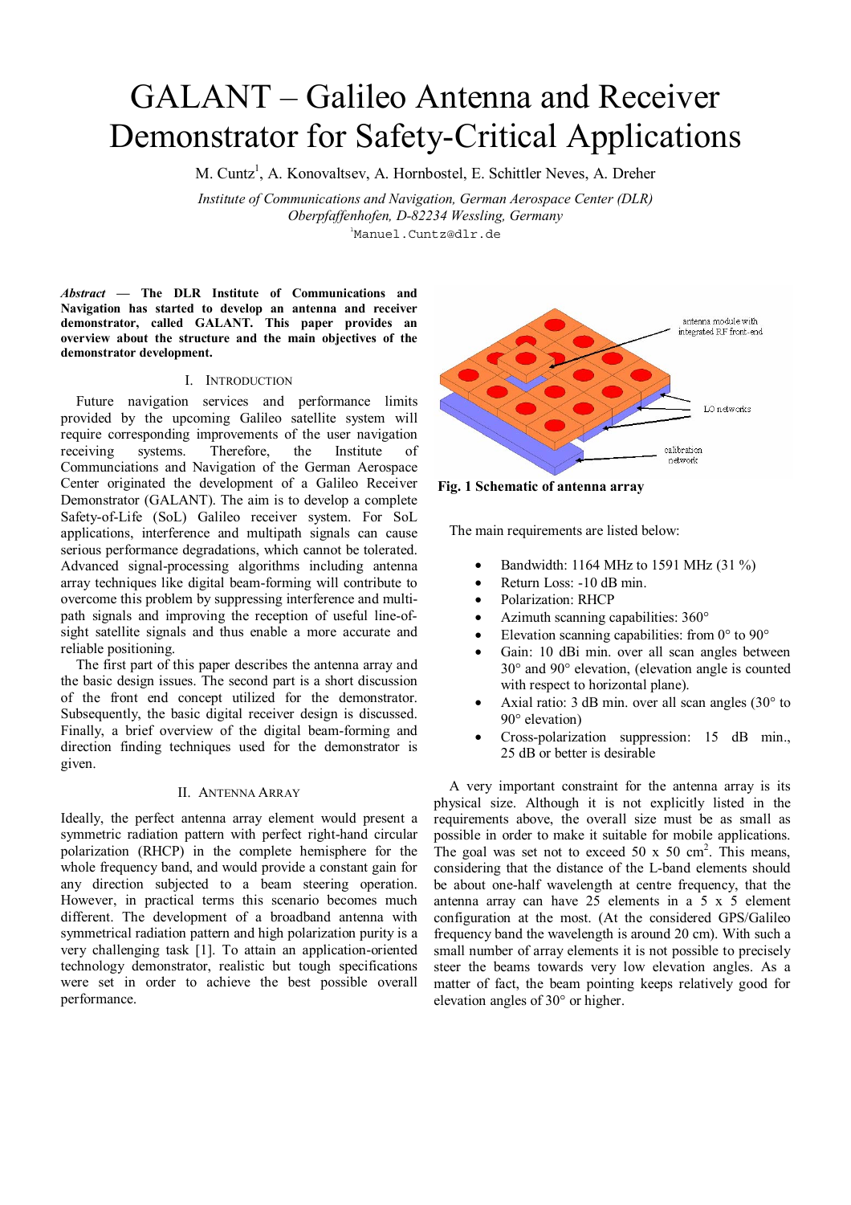# GALANT – Galileo Antenna and Receiver Demonstrator for Safety-Critical Applications

M. Cuntz[1], A. Konovaltsev, A. Hornbostel, E. Schittler Neves, A. Dreher

*Institute of Communications and Navigation, German Aerospace Center (DLR)*
*Oberpfaffenhofen, D-82234 Wessling, Germany*
[1]`Manuel.Cuntz@dlr.de`

***Abstract* — The DLR Institute of Communications and Navigation has started to develop an antenna and receiver demonstrator, called GALANT. This paper provides an overview about the structure and the main objectives of the demonstrator development.**

## I. Introduction

Future navigation services and performance limits provided by the upcoming Galileo satellite system will require corresponding improvements of the user navigation receiving systems. Therefore, the Institute of Communciations and Navigation of the German Aerospace Center originated the development of a Galileo Receiver Demonstrator (GALANT). The aim is to develop a complete Safety-of-Life (SoL) Galileo receiver system. For SoL applications, interference and multipath signals can cause serious performance degradations, which cannot be tolerated. Advanced signal-processing algorithms including antenna array techniques like digital beam-forming will contribute to overcome this problem by suppressing interference and multi-path signals and improving the reception of useful line-of-sight satellite signals and thus enable a more accurate and reliable positioning.

The first part of this paper describes the antenna array and the basic design issues. The second part is a short discussion of the front end concept utilized for the demonstrator. Subsequently, the basic digital receiver design is discussed. Finally, a brief overview of the digital beam-forming and direction finding techniques used for the demonstrator is given.

## II. Antenna Array

Ideally, the perfect antenna array element would present a symmetric radiation pattern with perfect right-hand circular polarization (RHCP) in the complete hemisphere for the whole frequency band, and would provide a constant gain for any direction subjected to a beam steering operation. However, in practical terms this scenario becomes much different. The development of a broadband antenna with symmetrical radiation pattern and high polarization purity is a very challenging task [1]. To attain an application-oriented technology demonstrator, realistic but tough specifications were set in order to achieve the best possible overall performance.

**Fig. 1 Schematic of antenna array**

The main requirements are listed below:

- Bandwidth: 1164 MHz to 1591 MHz (31 %)
- Return Loss: -10 dB min.
- Polarization: RHCP
- Azimuth scanning capabilities: 360°
- Elevation scanning capabilities: from 0° to 90°
- Gain: 10 dBi min. over all scan angles between 30° and 90° elevation, (elevation angle is counted with respect to horizontal plane).
- Axial ratio: 3 dB min. over all scan angles (30° to 90° elevation)
- Cross-polarization suppression: 15 dB min., 25 dB or better is desirable

A very important constraint for the antenna array is its physical size. Although it is not explicitly listed in the requirements above, the overall size must be as small as possible in order to make it suitable for mobile applications. The goal was set not to exceed 50 x 50 $cm^2$. This means, considering that the distance of the L-band elements should be about one-half wavelength at centre frequency, that the antenna array can have 25 elements in a 5 x 5 element configuration at the most. (At the considered GPS/Galileo frequency band the wavelength is around 20 cm). With such a small number of array elements it is not possible to precisely steer the beams towards very low elevation angles. As a matter of fact, the beam pointing keeps relatively good for elevation angles of 30° or higher.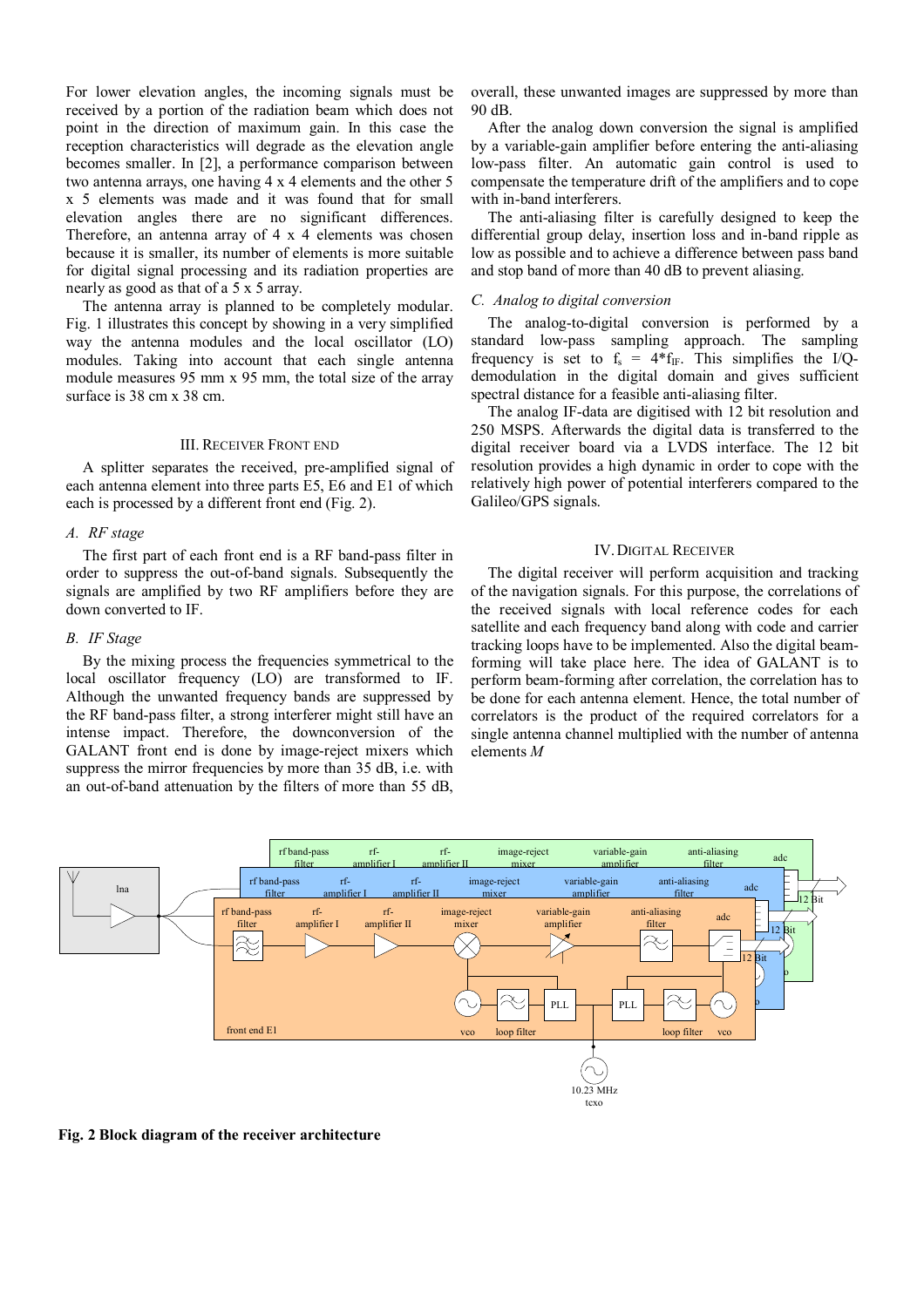For lower elevation angles, the incoming signals must be received by a portion of the radiation beam which does not point in the direction of maximum gain. In this case the reception characteristics will degrade as the elevation angle becomes smaller. In [2], a performance comparison between two antenna arrays, one having 4 x 4 elements and the other 5 x 5 elements was made and it was found that for small elevation angles there are no significant differences. Therefore, an antenna array of 4 x 4 elements was chosen because it is smaller, its number of elements is more suitable for digital signal processing and its radiation properties are nearly as good as that of a 5 x 5 array.

The antenna array is planned to be completely modular. Fig. 1 illustrates this concept by showing in a very simplified way the antenna modules and the local oscillator (LO) modules. Taking into account that each single antenna module measures 95 mm x 95 mm, the total size of the array surface is 38 cm x 38 cm.

## III. Receiver Front End

A splitter separates the received, pre-amplified signal of each antenna element into three parts E5, E6 and E1 of which each is processed by a different front end (Fig. 2).

### *A. RF stage*

The first part of each front end is a RF band-pass filter in order to suppress the out-of-band signals. Subsequently the signals are amplified by two RF amplifiers before they are down converted to IF.

### *B. IF Stage*

By the mixing process the frequencies symmetrical to the local oscillator frequency (LO) are transformed to IF. Although the unwanted frequency bands are suppressed by the RF band-pass filter, a strong interferer might still have an intense impact. Therefore, the downconversion of the GALANT front end is done by image-reject mixers which suppress the mirror frequencies by more than 35 dB, i.e. with an out-of-band attenuation by the filters of more than 55 dB, overall, these unwanted images are suppressed by more than 90 dB.

After the analog down conversion the signal is amplified by a variable-gain amplifier before entering the anti-aliasing low-pass filter. An automatic gain control is used to compensate the temperature drift of the amplifiers and to cope with in-band interferers.

The anti-aliasing filter is carefully designed to keep the differential group delay, insertion loss and in-band ripple as low as possible and to achieve a difference between pass band and stop band of more than 40 dB to prevent aliasing.

### *C. Analog to digital conversion*

The analog-to-digital conversion is performed by a standard low-pass sampling approach. The sampling frequency is set to $f_s = 4 * f_{IF}$. This simplifies the I/Q-demodulation in the digital domain and gives sufficient spectral distance for a feasible anti-aliasing filter.

The analog IF-data are digitised with 12 bit resolution and 250 MSPS. Afterwards the digital data is transferred to the digital receiver board via a LVDS interface. The 12 bit resolution provides a high dynamic in order to cope with the relatively high power of potential interferers compared to the Galileo/GPS signals.

## IV. Digital Receiver

The digital receiver will perform acquisition and tracking of the navigation signals. For this purpose, the correlations of the received signals with local reference codes for each satellite and each frequency band along with code and carrier tracking loops have to be implemented. Also the digital beam-forming will take place here. The idea of GALANT is to perform beam-forming after correlation, the correlation has to be done for each antenna element. Hence, the total number of correlators is the product of the required correlators for a single antenna channel multiplied with the number of antenna elements *M*

**Fig. 2 Block diagram of the receiver architecture**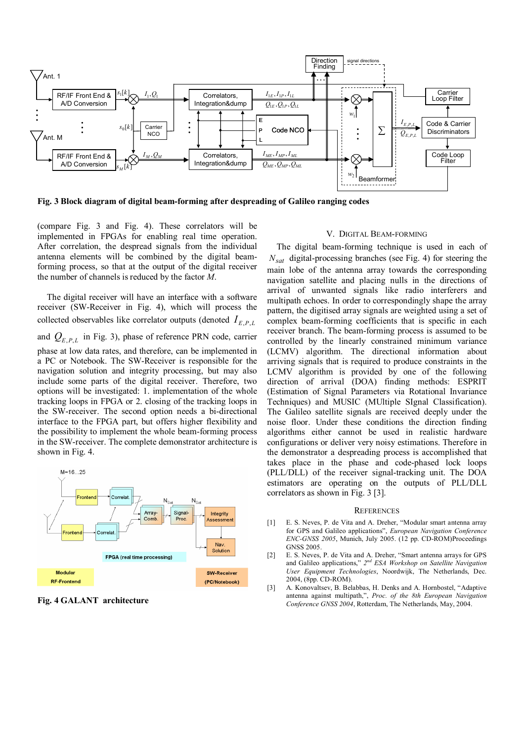**Fig. 3 Block diagram of digital beam-forming after despreading of Galileo ranging codes**

(compare Fig. 3 and Fig. 4). These correlators will be implemented in FPGAs for enabling real time operation. After correlation, the despread signals from the individual antenna elements will be combined by the digital beam-forming process, so that at the output of the digital receiver the number of channels is reduced by the factor *M*.

The digital receiver will have an interface with a software receiver (SW-Receiver in Fig. 4), which will process the collected observables like correlator outputs (denoted $I_{E,P,L}$ and $Q_{E,P,L}$ in Fig. 3), phase of reference PRN code, carrier phase at low data rates, and therefore, can be implemented in a PC or Notebook. The SW-Receiver is responsible for the navigation solution and integrity processing, but may also include some parts of the digital receiver. Therefore, two options will be investigated: 1. implementation of the whole tracking loops in FPGA or 2. closing of the tracking loops in the SW-receiver. The second option needs a bi-directional interface to the FPGA part, but offers higher flexibility and the possibility to implement the whole beam-forming process in the SW-receiver. The complete demonstrator architecture is shown in Fig. 4.

**Fig. 4 GALANT architecture**

## V. Digital Beam-Forming

The digital beam-forming technique is used in each of $N_{sat}$ digital-processing branches (see Fig. 4) for steering the main lobe of the antenna array towards the corresponding navigation satellite and placing nulls in the directions of arrival of unwanted signals like radio interferers and multipath echoes. In order to correspondingly shape the array pattern, the digitised array signals are weighted using a set of complex beam-forming coefficients that is specific in each receiver branch. The beam-forming process is assumed to be controlled by the linearly constrained minimum variance (LCMV) algorithm. The directional information about arriving signals that is required to produce constraints in the LCMV algorithm is provided by one of the following direction of arrival (DOA) finding methods: ESPRIT (Estimation of Signal Parameters via Rotational Invariance Techniques) and MUSIC (MUltiple SIgnal Classification). The Galileo satellite signals are received deeply under the noise floor. Under these conditions the direction finding algorithms either cannot be used in realistic hardware configurations or deliver very noisy estimations. Therefore in the demonstrator a despreading process is accomplished that takes place in the phase and code-phased lock loops (PLL/DLL) of the receiver signal-tracking unit. The DOA estimators are operating on the outputs of PLL/DLL correlators as shown in Fig. 3 [3].

## References

[1] E. S. Neves, P. de Vita and A. Dreher, "Modular smart antenna array for GPS and Galileo applications", *European Navigation Conference ENC-GNSS 2005*, Munich, July 2005. (12 pp. CD-ROM)Proceedings GNSS 2005.

[2] E. S. Neves, P. de Vita and A. Dreher, "Smart antenna arrays for GPS and Galileo applications," *2nd ESA Workshop on Satellite Navigation User Equipment Technologies*, Noordwijk, The Netherlands, Dec. 2004, (8pp. CD-ROM).

[3] A. Konovaltsev, B. Belabbas, H. Denks and A. Hornbostel, "Adaptive antenna against multipath,", *Proc. of the 8th European Navigation Conference GNSS 2004*, Rotterdam, The Netherlands, May, 2004.